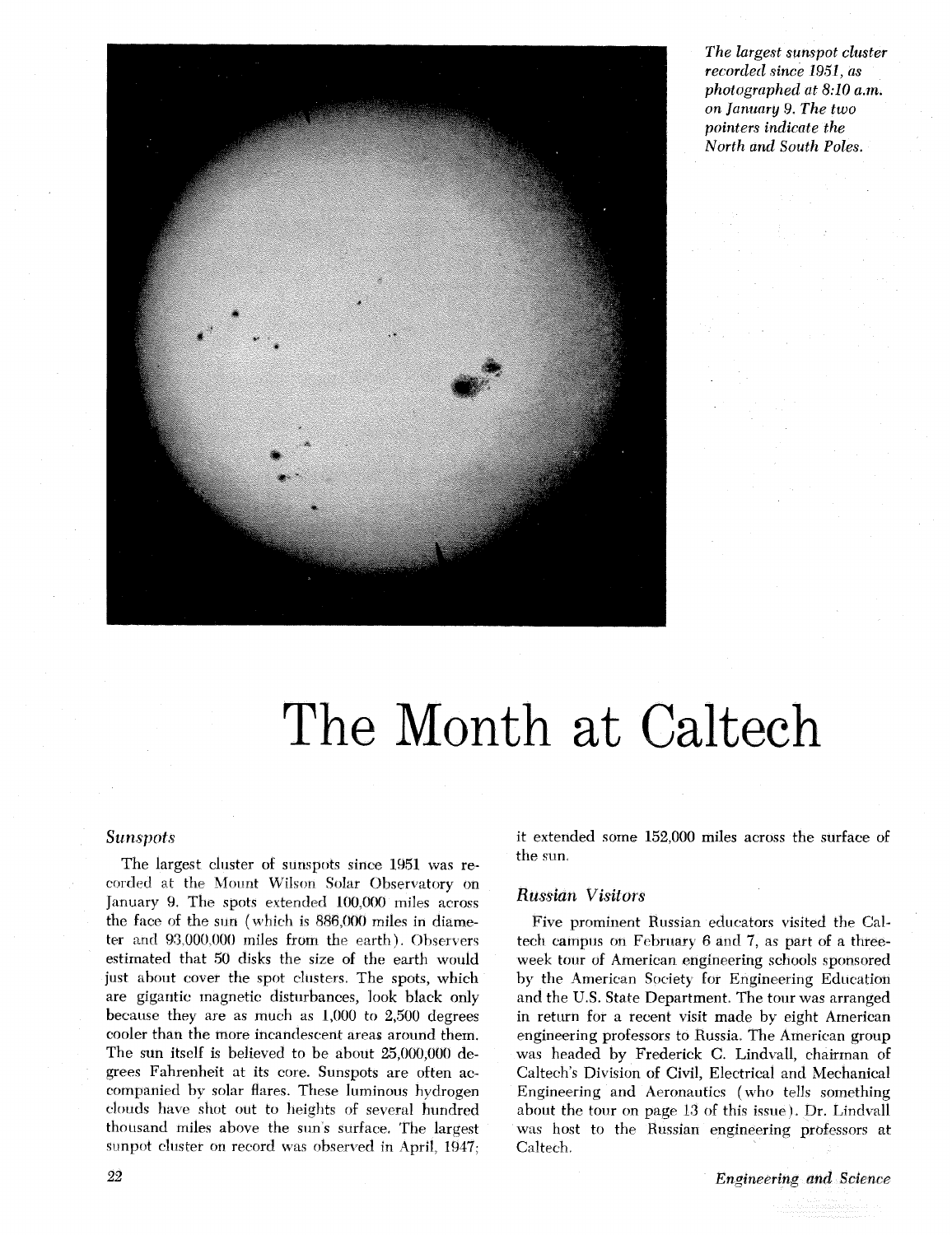*The largest sunspot cluster recorded since 1951, as photographed at 8:10 a.m. on January 9. The two pointers indicate the North and South Poles.*

# The Month at Caltech

### *Sunspots*

The largest cluster of sunspots since 1951 was recorded at the Mount Wilson Solar Observatory on January 9. The spots extended 100,000 miles across the face of the sun (which is 886,000 miles in diameter and 93,000,000 miles from the earth). Observers estimated that 50 disks the size of the earth would just about cover the spot clusters. The spots, which are gigantic magnetic disturbances, look black only because they are as much as 1,000 to 2,500 degrees cooler than the more incandescent areas around them. The sun itself is believed to be about 25,000,000 degrees Fahrenheit at its core. Sunspots are often accompanied by solar flares. These luminous hydrogen clouds have shot out to heights of several hundred thousand miles above the sun's surface. The largest sunpot cluster on record was observed in April, 1947; it extended some 152,000 miles across the surface of the sun.

### *Russian Visitors*

Five prominent Russian educators visited the Caltech campus on February 6 and 7, as part of a three-week tour of American engineering schools sponsored by the American Society for Engineering Education and the U.S. State Department. The tour was arranged in return for a recent visit made by eight American engineering professors to Russia. The American group was headed by Frederick C. Lindvall, chairman of Caltech's Division of Civil, Electrical and Mechanical Engineering and Aeronautics (who tells something about the tour on page 13 of this issue). Dr. Lindvall was host to the Russian engineering professors at Caltech.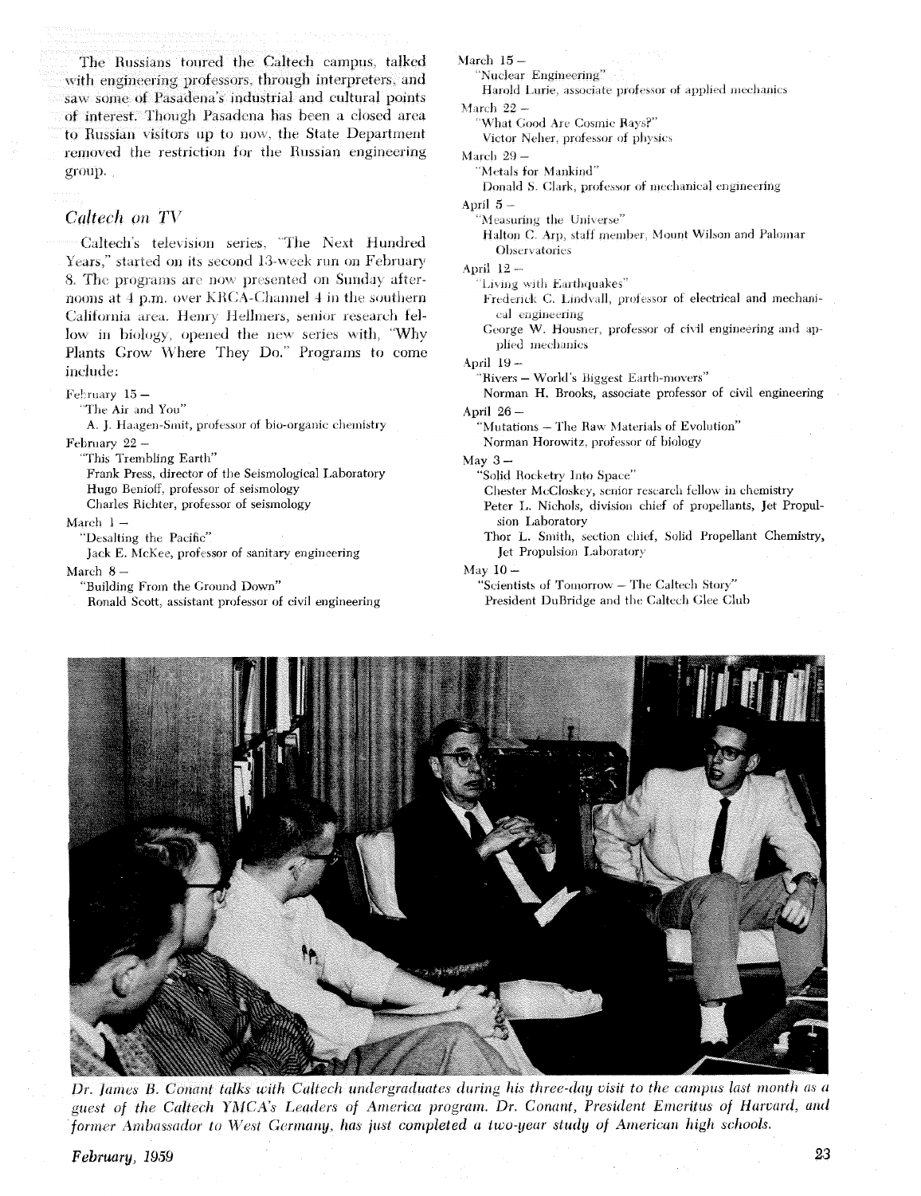The Russians toured the Caltech campus, talked with engineering professors, through interpreters, and saw some of Pasadena's industrial and cultural points of interest. Though Pasadena has been a closed area to Russian visitors up to now, the State Department removed the restriction for the Russian engineering group.

## *Caltech on TV*

Caltech's television series, "The Next Hundred Years," started on its second 13-week run on February 8. The programs are now presented on Sunday afternoons at 4 p.m. over KRCA-Channel 4 in the southern California area. Henry Hellmers, senior research fellow in biology, opened the new series with, "Why Plants Grow Where They Do." Programs to come include:

February 15 –
"The Air and You"
A. J. Haagen-Smit, professor of bio-organic chemistry

February 22 –
"This Trembling Earth"
Frank Press, director of the Seismological Laboratory
Hugo Benioff, professor of seismology
Charles Richter, professor of seismology

March 1 –
"Desalting the Pacific"
Jack E. McKee, professor of sanitary engineering

March 8 –
"Building From the Ground Down"
Ronald Scott, assistant professor of civil engineering

March 15 –
"Nuclear Engineering"
Harold Lurie, associate professor of applied mechanics

March 22 –
"What Good Are Cosmic Rays?"
Victor Neher, professor of physics

March 29 –
"Metals for Mankind"
Donald S. Clark, professor of mechanical engineering

April 5 –
"Measuring the Universe"
Halton C. Arp, staff member, Mount Wilson and Palomar Observatories

April 12 –
"Living with Earthquakes"
Frederick C. Lindvall, professor of electrical and mechanical engineering
George W. Housner, professor of civil engineering and applied mechanics

April 19 –
"Rivers – World's Biggest Earth-movers"
Norman H. Brooks, associate professor of civil engineering

April 26 –
"Mutations – The Raw Materials of Evolution"
Norman Horowitz, professor of biology

May 3 –
"Solid Rocketry Into Space"
Chester McCloskey, senior research fellow in chemistry
Peter L. Nichols, division chief of propellants, Jet Propulsion Laboratory
Thor L. Smith, section chief, Solid Propellant Chemistry, Jet Propulsion Laboratory

May 10 –
"Scientists of Tomorrow – The Caltech Story"
President DuBridge and the Caltech Glee Club

*Dr. James B. Conant talks with Caltech undergraduates during his three-day visit to the campus last month as a guest of the Caltech YMCA's Leaders of America program. Dr. Conant, President Emeritus of Harvard, and former Ambassador to West Germany, has just completed a two-year study of American high schools.*